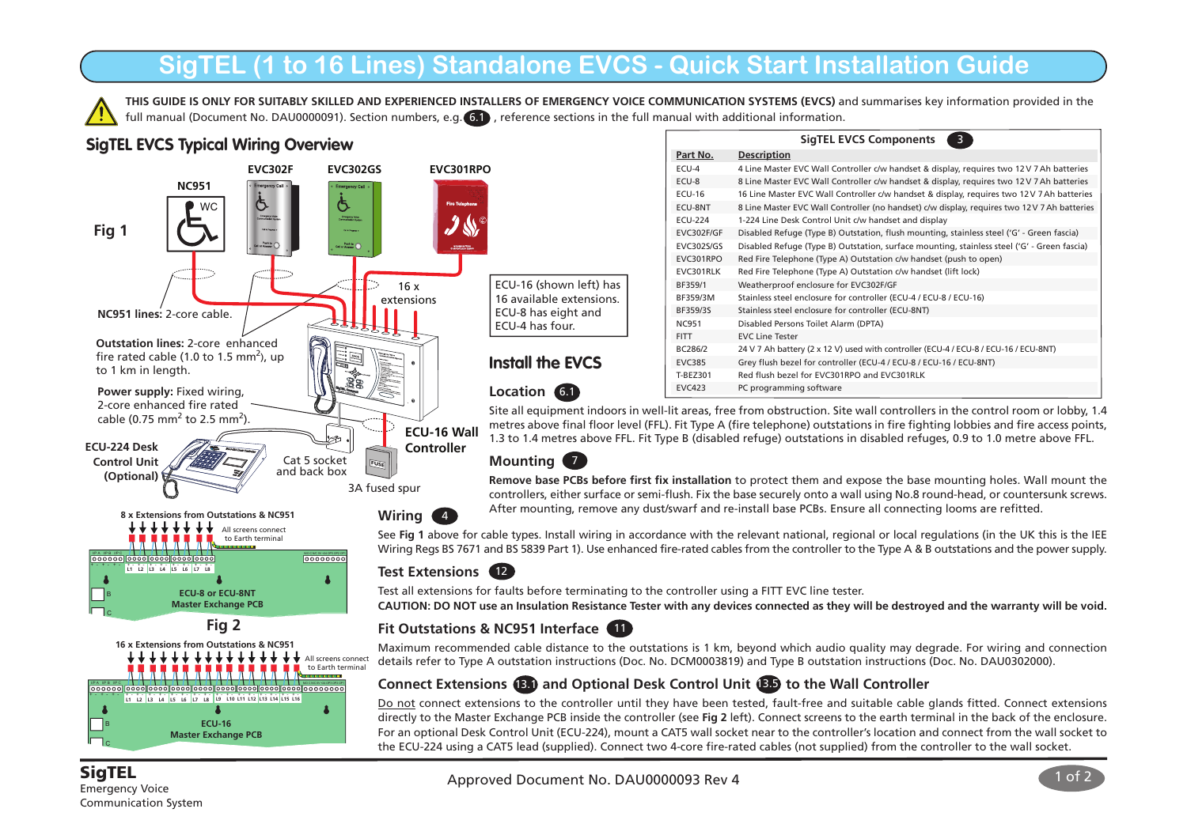# SigTEL (1 to 16 Lines) Standalone EVCS - Quick Start Installation Guide

**THIS GUIDE IS ONLY FOR SUITABLY SKILLED AND EXPERIENCED INSTALLERS OF EMERGENCY VOICE COMMUNICATION SYSTEMS (EVCS)** and summarises key information provided in the full manual (Document No. DAU0000091). Section numbers, e.g. 6.1 , reference sections in the full manual with additional information.

## SigTEL EVCS Typical Wiring Overview

Fig 1

NC951 | EVC302F | EVC302GS | EVC301RPO

**NC951 lines:** 2-core cable.

**Outstation lines:** 2-core enhanced fire rated cable (1.0 to 1.5 mm$^2$), up to 1 km in length.

**Power supply:** Fixed wiring, 2-core enhanced fire rated cable (0.75 mm$^2$ to 2.5 mm$^2$).

16 x extensions

ECU-16 (shown left) has 16 available extensions. ECU-8 has eight and ECU-4 has four.

ECU-224 Desk Control Unit (Optional)

Cat 5 socket and back box

3A fused spur

ECU-16 Wall Controller

8 x Extensions from Outstations & NC951 — All screens connect to Earth terminal

ECU-8 or ECU-8NT Master Exchange PCB

Fig 2

16 x Extensions from Outstations & NC951 — All screens connect to Earth terminal

ECU-16 Master Exchange PCB

### SigTEL EVCS Components 3

| Part No. | Description |
|---|---|
| ECU-4 | 4 Line Master EVC Wall Controller c/w handset & display, requires two 12 V 7 Ah batteries |
| ECU-8 | 8 Line Master EVC Wall Controller c/w handset & display, requires two 12 V 7 Ah batteries |
| ECU-16 | 16 Line Master EVC Wall Controller c/w handset & display, requires two 12 V 7 Ah batteries |
| ECU-8NT | 8 Line Master EVC Wall Controller (no handset) c/w display, requires two 12 V 7 Ah batteries |
| ECU-224 | 1-224 Line Desk Control Unit c/w handset and display |
| EVC302F/GF | Disabled Refuge (Type B) Outstation, flush mounting, stainless steel ('G' - Green fascia) |
| EVC302S/GS | Disabled Refuge (Type B) Outstation, surface mounting, stainless steel ('G' - Green fascia) |
| EVC301RPO | Red Fire Telephone (Type A) Outstation c/w handset (push to open) |
| EVC301RLK | Red Fire Telephone (Type A) Outstation c/w handset (lift lock) |
| BF359/1 | Weatherproof enclosure for EVC302F/GF |
| BF359/3M | Stainless steel enclosure for controller (ECU-4 / ECU-8 / ECU-16) |
| BF359/3S | Stainless steel enclosure for controller (ECU-8NT) |
| NC951 | Disabled Persons Toilet Alarm (DPTA) |
| FITT | EVC Line Tester |
| BC286/2 | 24 V 7 Ah battery (2 x 12 V) used with controller (ECU-4 / ECU-8 / ECU-16 / ECU-8NT) |
| EVC385 | Grey flush bezel for controller (ECU-4 / ECU-8 / ECU-16 / ECU-8NT) |
| T-BEZ301 | Red flush bezel for EVC301RPO and EVC301RLK |
| EVC423 | PC programming software |

## Install the EVCS

### Location 6.1

Site all equipment indoors in well-lit areas, free from obstruction. Site wall controllers in the control room or lobby, 1.4 metres above final floor level (FFL). Fit Type A (fire telephone) outstations in fire fighting lobbies and fire access points, 1.3 to 1.4 metres above FFL. Fit Type B (disabled refuge) outstations in disabled refuges, 0.9 to 1.0 metre above FFL.

### Mounting 7

**Remove base PCBs before first fix installation** to protect them and expose the base mounting holes. Wall mount the controllers, either surface or semi-flush. Fix the base securely onto a wall using No.8 round-head, or countersunk screws. After mounting, remove any dust/swarf and re-install base PCBs. Ensure all connecting looms are refitted.

### Wiring 4

See **Fig 1** above for cable types. Install wiring in accordance with the relevant national, regional or local regulations (in the UK this is the IEE Wiring Regs BS 7671 and BS 5839 Part 1). Use enhanced fire-rated cables from the controller to the Type A & B outstations and the power supply.

### Test Extensions 12

Test all extensions for faults before terminating to the controller using a FITT EVC line tester.

**CAUTION: DO NOT use an Insulation Resistance Tester with any devices connected as they will be destroyed and the warranty will be void.**

### Fit Outstations & NC951 Interface 11

Maximum recommended cable distance to the outstations is 1 km, beyond which audio quality may degrade. For wiring and connection details refer to Type A outstation instructions (Doc. No. DCM0003819) and Type B outstation instructions (Doc. No. DAU0302000).

### Connect Extensions 13.1 and Optional Desk Control Unit 13.5 to the Wall Controller

Do not connect extensions to the controller until they have been tested, fault-free and suitable cable glands fitted. Connect extensions directly to the Master Exchange PCB inside the controller (see **Fig 2** left). Connect screens to the earth terminal in the back of the enclosure. For an optional Desk Control Unit (ECU-224), mount a CAT5 wall socket near to the controller's location and connect from the wall socket to the ECU-224 using a CAT5 lead (supplied). Connect two 4-core fire-rated cables (not supplied) from the controller to the wall socket.

**SigTEL**
Emergency Voice Communication System

Approved Document No. DAU0000093 Rev 4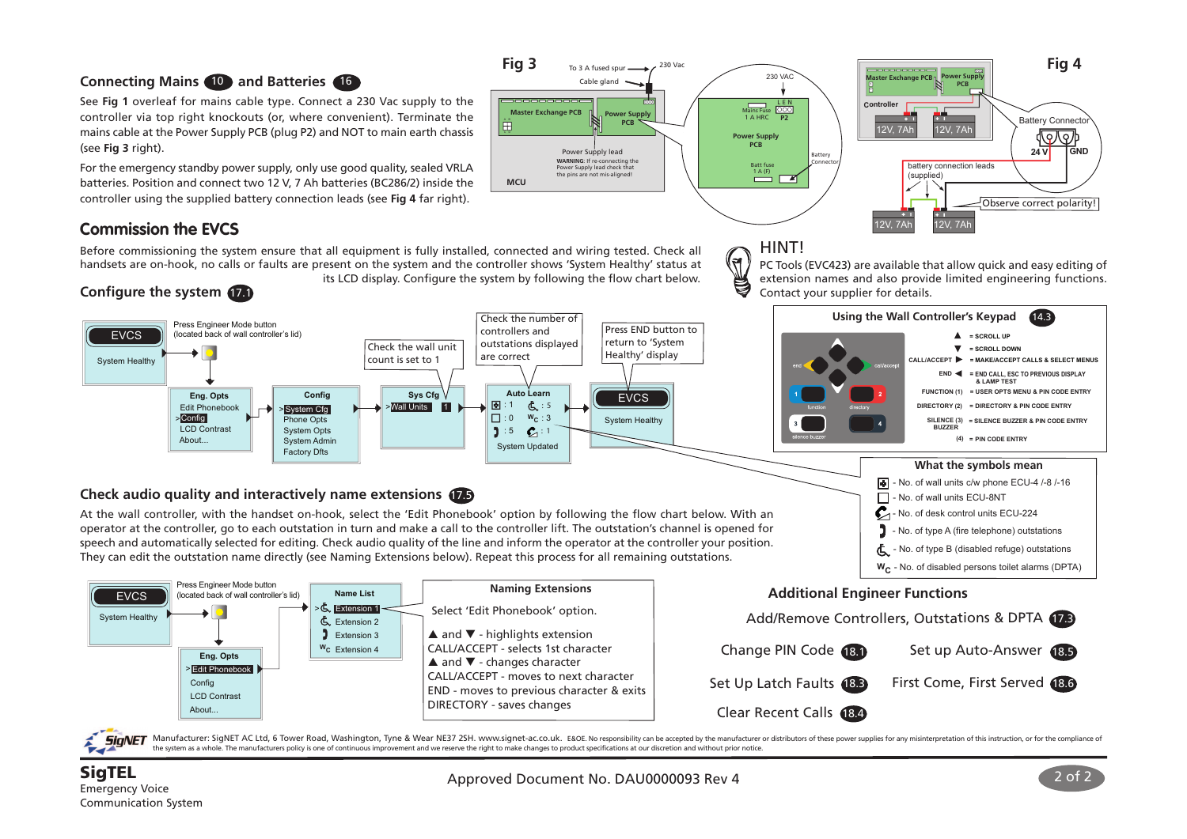## Connecting Mains 10 and Batteries 16

See **Fig 1** overleaf for mains cable type. Connect a 230 Vac supply to the controller via top right knockouts (or, where convenient). Terminate the mains cable at the Power Supply PCB (plug P2) and NOT to main earth chassis (see **Fig 3** right).

For the emergency standby power supply, only use good quality, sealed VRLA batteries. Position and connect two 12 V, 7 Ah batteries (BC286/2) inside the controller using the supplied battery connection leads (see **Fig 4** far right).

**Fig 3**

To 3 A fused spur
230 Vac
Cable gland
Master Exchange PCB
Power Supply PCB
Power Supply lead
WARNING: If re-connecting the Power Supply lead check that the pins are not mis-aligned!
MCU
230 VAC
L E N
Mains Fuse 1 A HRC
P2
Power Supply PCB
Battery Connector
Batt fuse 1 A (F)

**Fig 4**

Master Exchange PCB
Power Supply PCB
Controller
12V, 7Ah
12V, 7Ah
Battery Connector
24 V
GND
battery connection leads (supplied)
Observe correct polarity!
12V, 7Ah
12V, 7Ah

## Commission the EVCS

Before commissioning the system ensure that all equipment is fully installed, connected and wiring tested. Check all handsets are on-hook, no calls or faults are present on the system and the controller shows 'System Healthy' status at its LCD display. Configure the system by following the flow chart below.

### HINT!

PC Tools (EVC423) are available that allow quick and easy editing of extension names and also provide limited engineering functions. Contact your supplier for details.

### Configure the system 17.1

EVCS
System Healthy

Press Engineer Mode button (located back of wall controller's lid)

Eng. Opts
Edit Phonebook
>Config
LCD Contrast
About...

Config
>System Cfg
Phone Opts
System Opts
System Admin
Factory Dfts

Check the wall unit count is set to 1

Sys Cfg
>Wall Units 1

Check the number of controllers and outstations displayed are correct

Auto Learn
: 1 : 5
: 0 $W_C$ : 3
: 5 : 1
System Updated

Press END button to return to 'System Healthy' display

EVCS
System Healthy

### Using the Wall Controller's Keypad 14.3

| | |
|---|---|
| ▲ | = SCROLL UP |
| ▼ | = SCROLL DOWN |
| CALL/ACCEPT ▶ | = MAKE/ACCEPT CALLS & SELECT MENUS |
| END ◀ | = END CALL, ESC TO PREVIOUS DISPLAY & LAMP TEST |
| FUNCTION (1) | = USER OPTS MENU & PIN CODE ENTRY |
| DIRECTORY (2) | = DIRECTORY & PIN CODE ENTRY |
| SILENCE (3) BUZZER | = SILENCE BUZZER & PIN CODE ENTRY |
| (4) | = PIN CODE ENTRY |

### What the symbols mean

- No. of wall units c/w phone ECU-4 /-8 /-16
- No. of wall units ECU-8NT
- No. of desk control units ECU-224
- No. of type A (fire telephone) outstations
- No. of type B (disabled refuge) outstations
- $W_C$ - No. of disabled persons toilet alarms (DPTA)

### Check audio quality and interactively name extensions 17.5

At the wall controller, with the handset on-hook, select the 'Edit Phonebook' option by following the flow chart below. With an operator at the controller, go to each outstation in turn and make a call to the controller lift. The outstation's channel is opened for speech and automatically selected for editing. Check audio quality of the line and inform the operator at the controller your position. They can edit the outstation name directly (see Naming Extensions below). Repeat this process for all remaining outstations.

EVCS
System Healthy

Press Engineer Mode button (located back of wall controller's lid)

Eng. Opts
>Edit Phonebook
Config
LCD Contrast
About...

Name List
> Extension 1
Extension 2
Extension 3
$W_C$ Extension 4

**Naming Extensions**

Select 'Edit Phonebook' option.

▲ and ▼ - highlights extension
CALL/ACCEPT - selects 1st character
▲ and ▼ - changes character
CALL/ACCEPT - moves to next character
END - moves to previous character & exits
DIRECTORY - saves changes

### Additional Engineer Functions

- Add/Remove Controllers, Outstations & DPTA 17.3
- Change PIN Code 18.1
- Set up Auto-Answer 18.5
- Set Up Latch Faults 18.3
- First Come, First Served 18.6
- Clear Recent Calls 18.4

Manufacturer: SigNET AC Ltd, 6 Tower Road, Washington, Tyne & Wear NE37 2SH. www.signet-ac.co.uk. E&OE. No responsibility can be accepted by the manufacturer or distributors of these power supplies for any misinterpretation of this instruction, or for the compliance of the system as a whole. The manufacturers policy is one of continuous improvement and we reserve the right to make changes to product specifications at our discretion and without prior notice.

**SigTEL**
Emergency Voice
Communication System

Approved Document No. DAU0000093 Rev 4